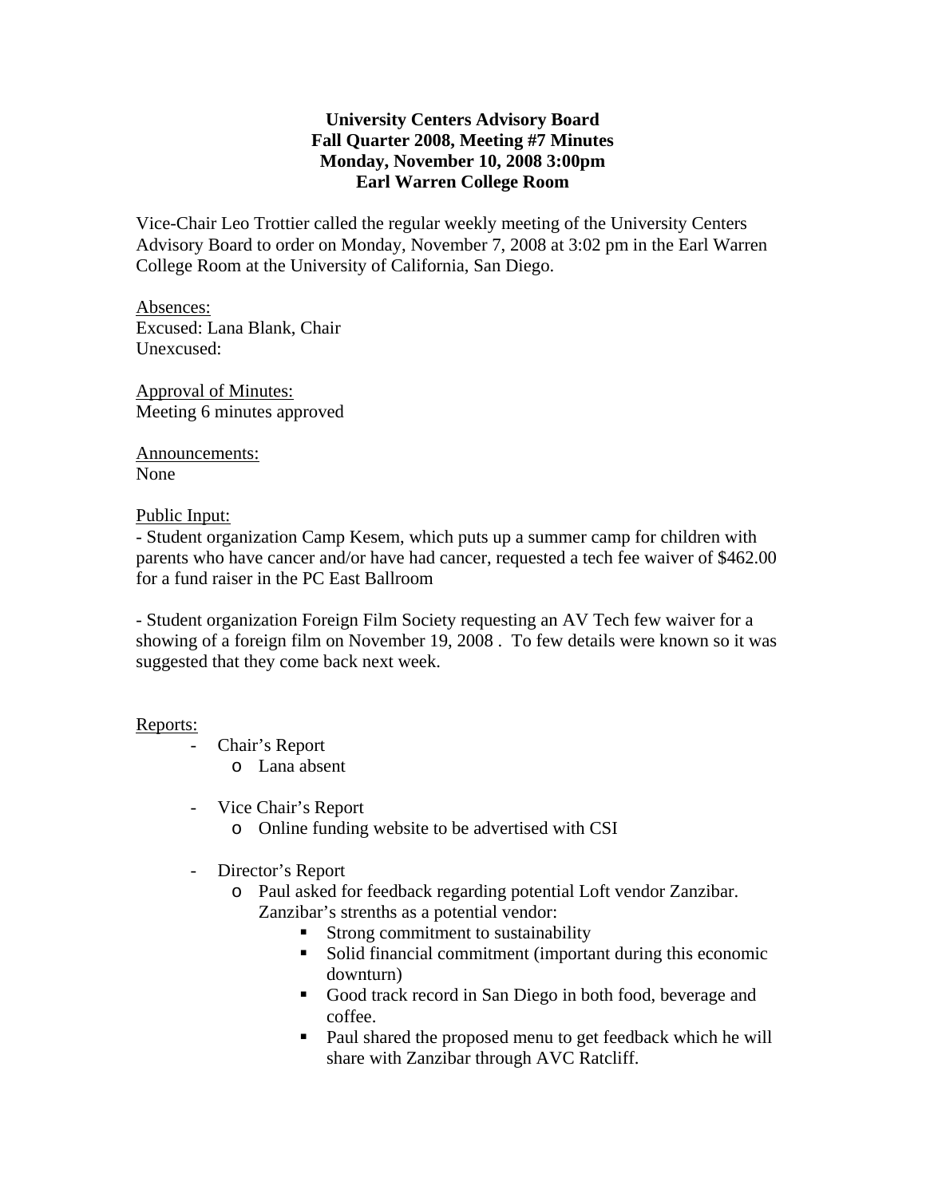**University Centers Advisory Board**
**Fall Quarter 2008, Meeting #7 Minutes**
**Monday, November 10, 2008 3:00pm**
**Earl Warren College Room**

Vice-Chair Leo Trottier called the regular weekly meeting of the University Centers Advisory Board to order on Monday, November 7, 2008 at 3:02 pm in the Earl Warren College Room at the University of California, San Diego.

Absences:
Excused: Lana Blank, Chair
Unexcused:

Approval of Minutes:
Meeting 6 minutes approved

Announcements:
None

Public Input:
- Student organization Camp Kesem, which puts up a summer camp for children with parents who have cancer and/or have had cancer, requested a tech fee waiver of $462.00 for a fund raiser in the PC East Ballroom

- Student organization Foreign Film Society requesting an AV Tech few waiver for a showing of a foreign film on November 19, 2008 . To few details were known so it was suggested that they come back next week.

Reports:

- Chair's Report
  - Lana absent
- Vice Chair's Report
  - Online funding website to be advertised with CSI
- Director's Report
  - Paul asked for feedback regarding potential Loft vendor Zanzibar. Zanzibar's strenths as a potential vendor:
    - Strong commitment to sustainability
    - Solid financial commitment (important during this economic downturn)
    - Good track record in San Diego in both food, beverage and coffee.
    - Paul shared the proposed menu to get feedback which he will share with Zanzibar through AVC Ratcliff.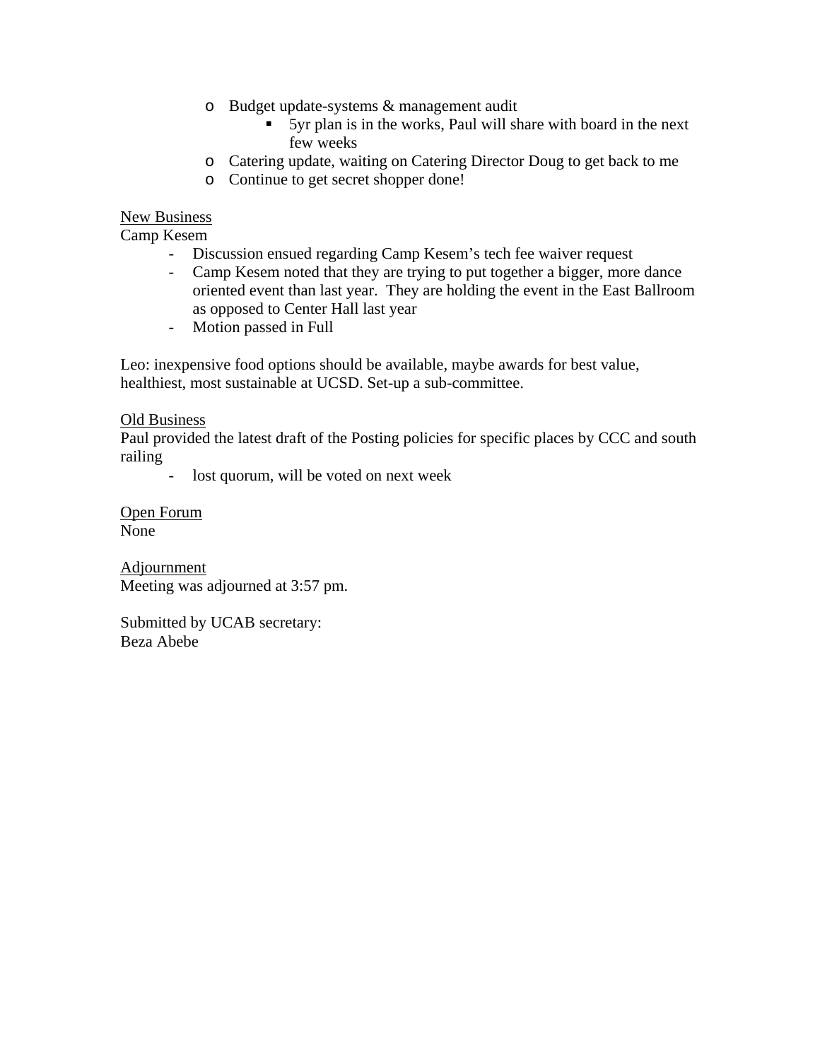- Budget update-systems & management audit
  - 5yr plan is in the works, Paul will share with board in the next few weeks
- Catering update, waiting on Catering Director Doug to get back to me
- Continue to get secret shopper done!

<u>New Business</u>

Camp Kesem

- Discussion ensued regarding Camp Kesem's tech fee waiver request
- Camp Kesem noted that they are trying to put together a bigger, more dance oriented event than last year. They are holding the event in the East Ballroom as opposed to Center Hall last year
- Motion passed in Full

Leo: inexpensive food options should be available, maybe awards for best value, healthiest, most sustainable at UCSD. Set-up a sub-committee.

<u>Old Business</u>

Paul provided the latest draft of the Posting policies for specific places by CCC and south railing

- lost quorum, will be voted on next week

<u>Open Forum</u>

None

<u>Adjournment</u>

Meeting was adjourned at 3:57 pm.

Submitted by UCAB secretary:
Beza Abebe